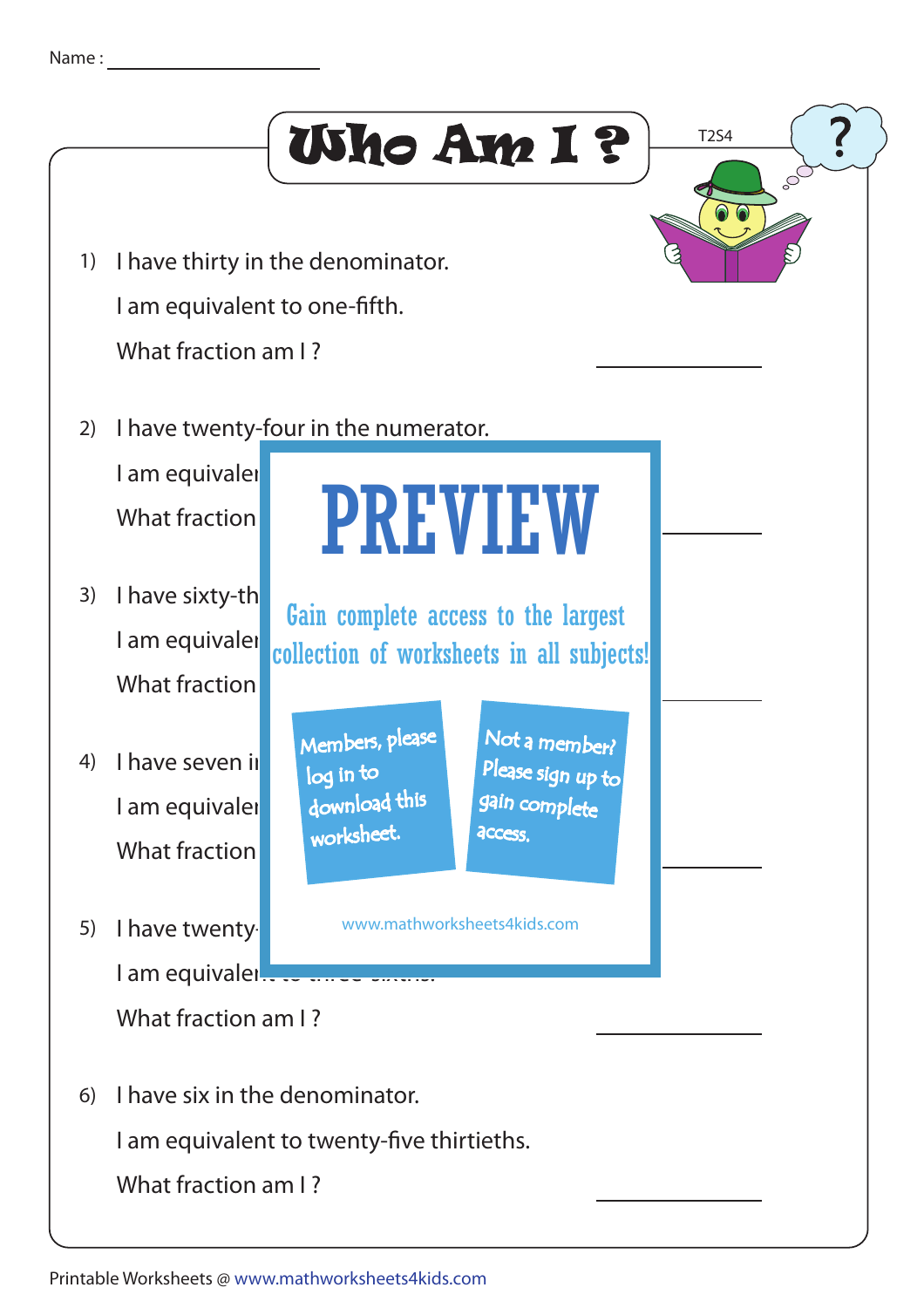Name : ____________________

# Who Am I ?

T2S4

1) I have thirty in the denominator.

   I am equivalent to one-fifth.

   What fraction am I ? ____________

2) I have twenty-four in the numerator.

   I am equivale

   What fraction ____________

3) I have sixty-th

   I am equivale

   What fraction ____________

4) I have seven i

   I am equivale

   What fraction ____________

5) I have twenty-

   I am equivalent to three-sixths.

   What fraction am I ? ____________

6) I have six in the denominator.

   I am equivalent to twenty-five thirtieths.

   What fraction am I ? ____________

PREVIEW

Gain complete access to the largest collection of worksheets in all subjects!

Members, please log in to download this worksheet.

Not a member? Please sign up to gain complete access.

www.mathworksheets4kids.com

Printable Worksheets @ www.mathworksheets4kids.com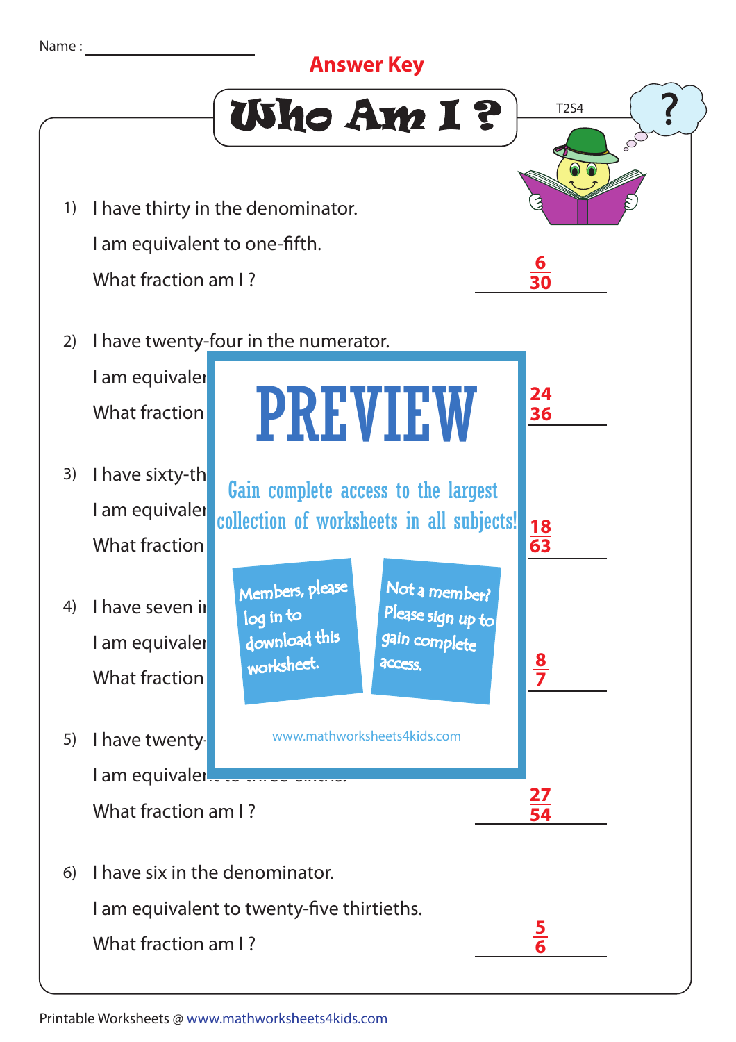Name : ____________________

**Answer Key**

# Who Am I ?

T2S4

1) I have thirty in the denominator.

   I am equivalent to one-fifth.

   What fraction am I ? $\frac{6}{30}$

2) I have twenty-four in the numerator.

   I am equivale

   What fraction $\frac{24}{36}$

3) I have sixty-th

   I am equivale

   What fraction $\frac{18}{63}$

4) I have seven i

   I am equivale

   What fraction $\frac{8}{7}$

5) I have twenty-

   I am equivale

   What fraction am I ? $\frac{27}{54}$

6) I have six in the denominator.

   I am equivalent to twenty-five thirtieths.

   What fraction am I ? $\frac{5}{6}$

PREVIEW

Gain complete access to the largest collection of worksheets in all subjects!

Members, please log in to download this worksheet.

Not a member? Please sign up to gain complete access.

www.mathworksheets4kids.com

Printable Worksheets @ www.mathworksheets4kids.com